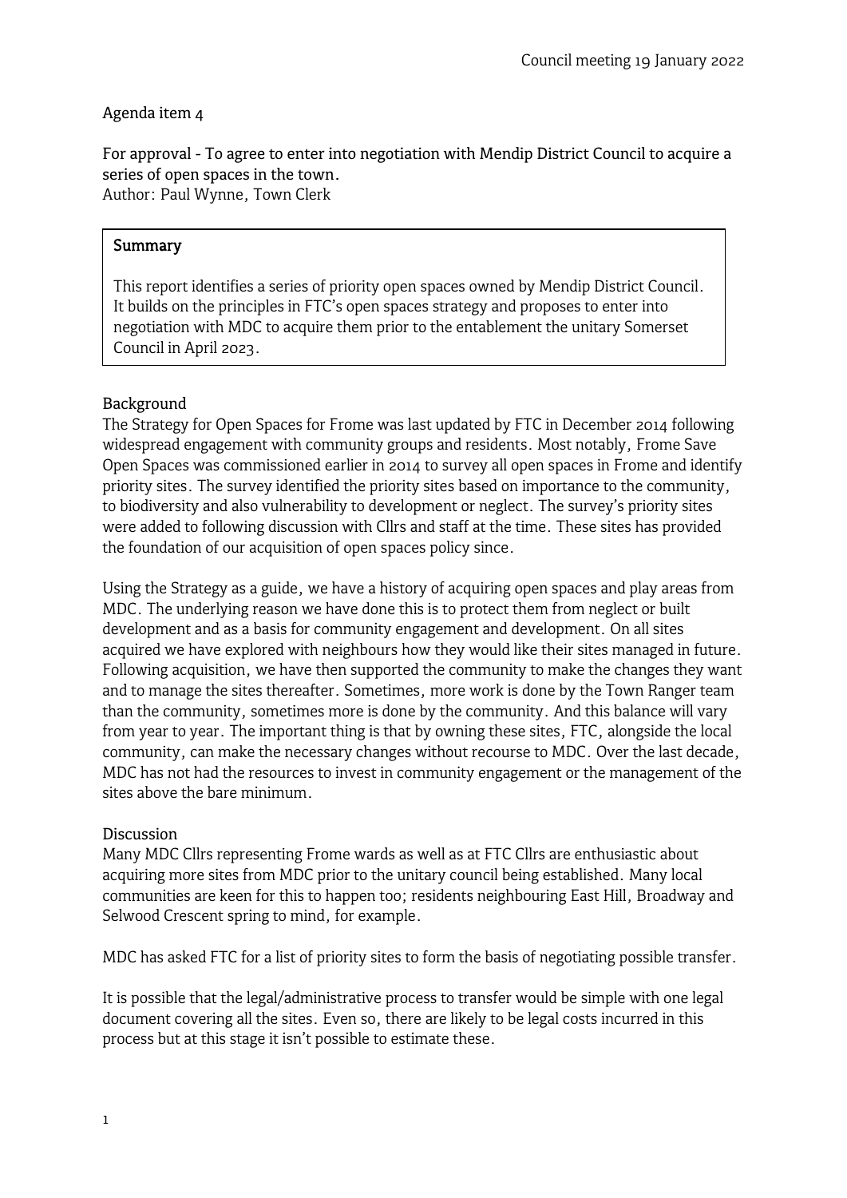Council meeting 19 January 2022

Agenda item 4

For approval - To agree to enter into negotiation with Mendip District Council to acquire a series of open spaces in the town.
Author: Paul Wynne, Town Clerk

| **Summary** |
| --- |
| This report identifies a series of priority open spaces owned by Mendip District Council. It builds on the principles in FTC's open spaces strategy and proposes to enter into negotiation with MDC to acquire them prior to the entablement the unitary Somerset Council in April 2023. |

## Background

The Strategy for Open Spaces for Frome was last updated by FTC in December 2014 following widespread engagement with community groups and residents. Most notably, Frome Save Open Spaces was commissioned earlier in 2014 to survey all open spaces in Frome and identify priority sites. The survey identified the priority sites based on importance to the community, to biodiversity and also vulnerability to development or neglect. The survey's priority sites were added to following discussion with Cllrs and staff at the time. These sites has provided the foundation of our acquisition of open spaces policy since.

Using the Strategy as a guide, we have a history of acquiring open spaces and play areas from MDC. The underlying reason we have done this is to protect them from neglect or built development and as a basis for community engagement and development. On all sites acquired we have explored with neighbours how they would like their sites managed in future. Following acquisition, we have then supported the community to make the changes they want and to manage the sites thereafter. Sometimes, more work is done by the Town Ranger team than the community, sometimes more is done by the community. And this balance will vary from year to year. The important thing is that by owning these sites, FTC, alongside the local community, can make the necessary changes without recourse to MDC. Over the last decade, MDC has not had the resources to invest in community engagement or the management of the sites above the bare minimum.

## Discussion

Many MDC Cllrs representing Frome wards as well as at FTC Cllrs are enthusiastic about acquiring more sites from MDC prior to the unitary council being established. Many local communities are keen for this to happen too; residents neighbouring East Hill, Broadway and Selwood Crescent spring to mind, for example.

MDC has asked FTC for a list of priority sites to form the basis of negotiating possible transfer.

It is possible that the legal/administrative process to transfer would be simple with one legal document covering all the sites. Even so, there are likely to be legal costs incurred in this process but at this stage it isn't possible to estimate these.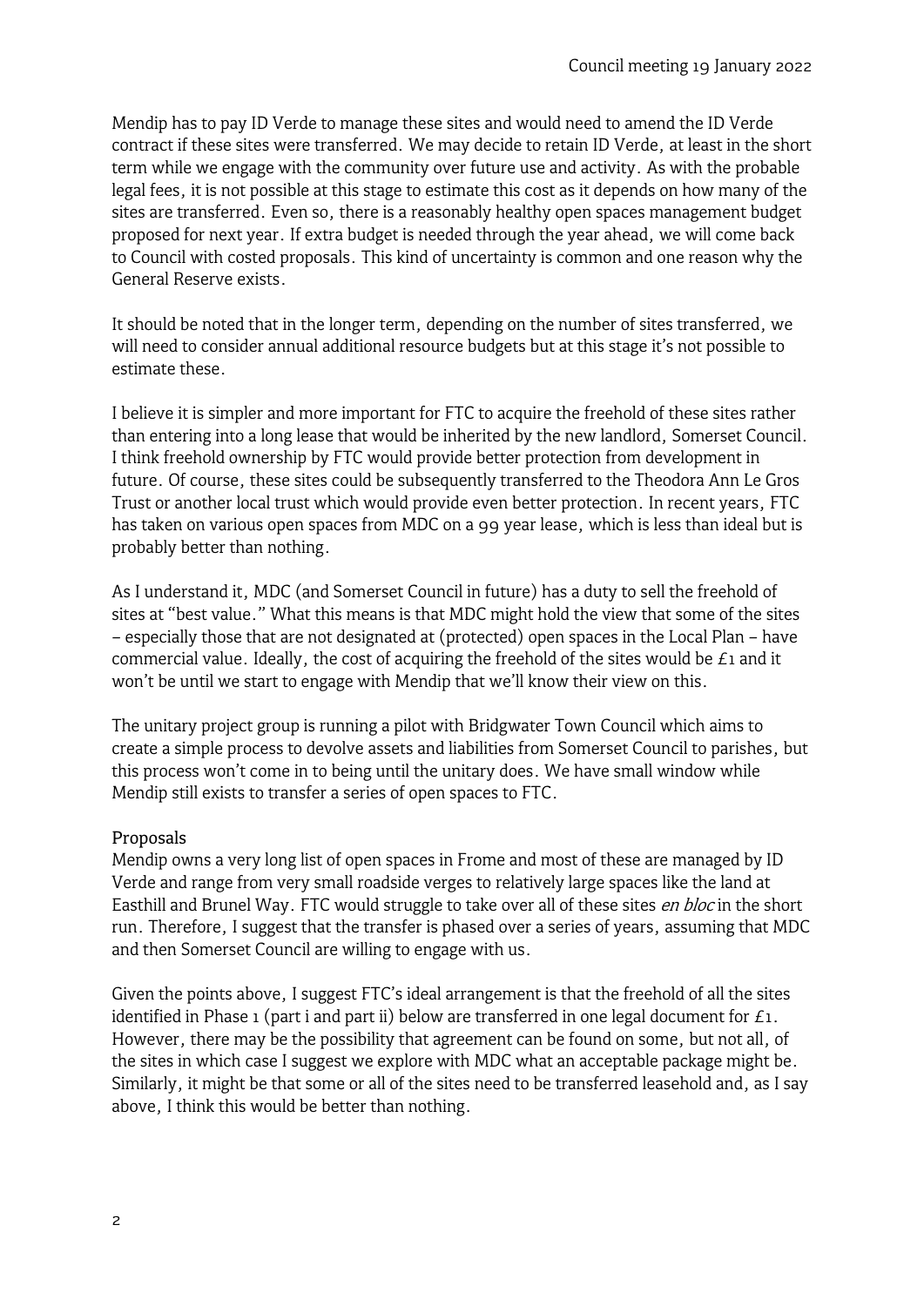Mendip has to pay ID Verde to manage these sites and would need to amend the ID Verde contract if these sites were transferred. We may decide to retain ID Verde, at least in the short term while we engage with the community over future use and activity. As with the probable legal fees, it is not possible at this stage to estimate this cost as it depends on how many of the sites are transferred. Even so, there is a reasonably healthy open spaces management budget proposed for next year. If extra budget is needed through the year ahead, we will come back to Council with costed proposals. This kind of uncertainty is common and one reason why the General Reserve exists.

It should be noted that in the longer term, depending on the number of sites transferred, we will need to consider annual additional resource budgets but at this stage it's not possible to estimate these.

I believe it is simpler and more important for FTC to acquire the freehold of these sites rather than entering into a long lease that would be inherited by the new landlord, Somerset Council. I think freehold ownership by FTC would provide better protection from development in future. Of course, these sites could be subsequently transferred to the Theodora Ann Le Gros Trust or another local trust which would provide even better protection. In recent years, FTC has taken on various open spaces from MDC on a 99 year lease, which is less than ideal but is probably better than nothing.

As I understand it, MDC (and Somerset Council in future) has a duty to sell the freehold of sites at "best value." What this means is that MDC might hold the view that some of the sites – especially those that are not designated at (protected) open spaces in the Local Plan – have commercial value. Ideally, the cost of acquiring the freehold of the sites would be £1 and it won't be until we start to engage with Mendip that we'll know their view on this.

The unitary project group is running a pilot with Bridgwater Town Council which aims to create a simple process to devolve assets and liabilities from Somerset Council to parishes, but this process won't come in to being until the unitary does. We have small window while Mendip still exists to transfer a series of open spaces to FTC.

## Proposals

Mendip owns a very long list of open spaces in Frome and most of these are managed by ID Verde and range from very small roadside verges to relatively large spaces like the land at Easthill and Brunel Way. FTC would struggle to take over all of these sites *en bloc* in the short run. Therefore, I suggest that the transfer is phased over a series of years, assuming that MDC and then Somerset Council are willing to engage with us.

Given the points above, I suggest FTC's ideal arrangement is that the freehold of all the sites identified in Phase 1 (part i and part ii) below are transferred in one legal document for £1. However, there may be the possibility that agreement can be found on some, but not all, of the sites in which case I suggest we explore with MDC what an acceptable package might be. Similarly, it might be that some or all of the sites need to be transferred leasehold and, as I say above, I think this would be better than nothing.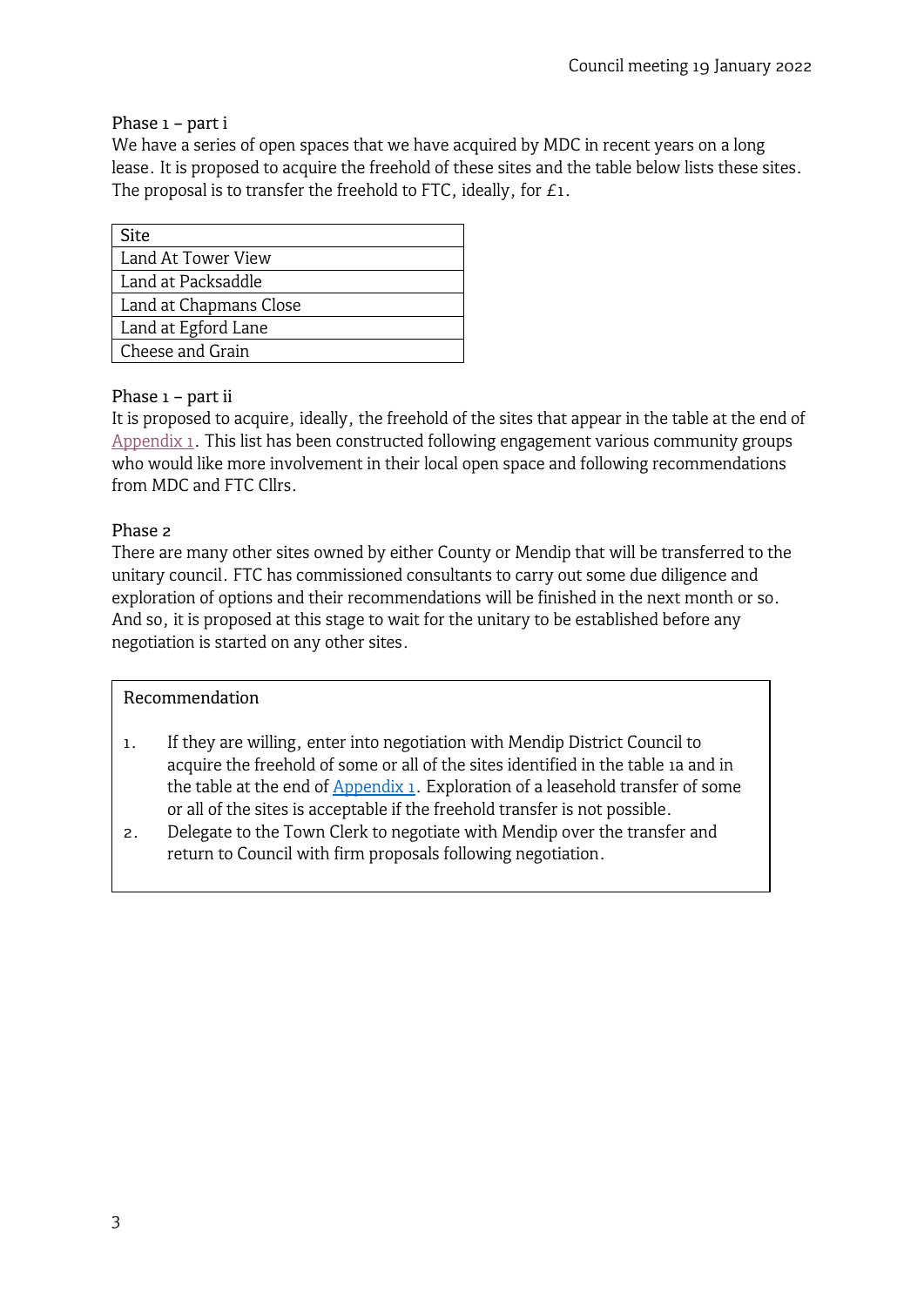### Phase 1 – part i

We have a series of open spaces that we have acquired by MDC in recent years on a long lease. It is proposed to acquire the freehold of these sites and the table below lists these sites. The proposal is to transfer the freehold to FTC, ideally, for £1.

| Site |
|---|
| Land At Tower View |
| Land at Packsaddle |
| Land at Chapmans Close |
| Land at Egford Lane |
| Cheese and Grain |

### Phase 1 – part ii

It is proposed to acquire, ideally, the freehold of the sites that appear in the table at the end of Appendix 1. This list has been constructed following engagement various community groups who would like more involvement in their local open space and following recommendations from MDC and FTC Cllrs.

### Phase 2

There are many other sites owned by either County or Mendip that will be transferred to the unitary council. FTC has commissioned consultants to carry out some due diligence and exploration of options and their recommendations will be finished in the next month or so. And so, it is proposed at this stage to wait for the unitary to be established before any negotiation is started on any other sites.

**Recommendation**

1. If they are willing, enter into negotiation with Mendip District Council to acquire the freehold of some or all of the sites identified in the table 1a and in the table at the end of Appendix 1. Exploration of a leasehold transfer of some or all of the sites is acceptable if the freehold transfer is not possible.
2. Delegate to the Town Clerk to negotiate with Mendip over the transfer and return to Council with firm proposals following negotiation.